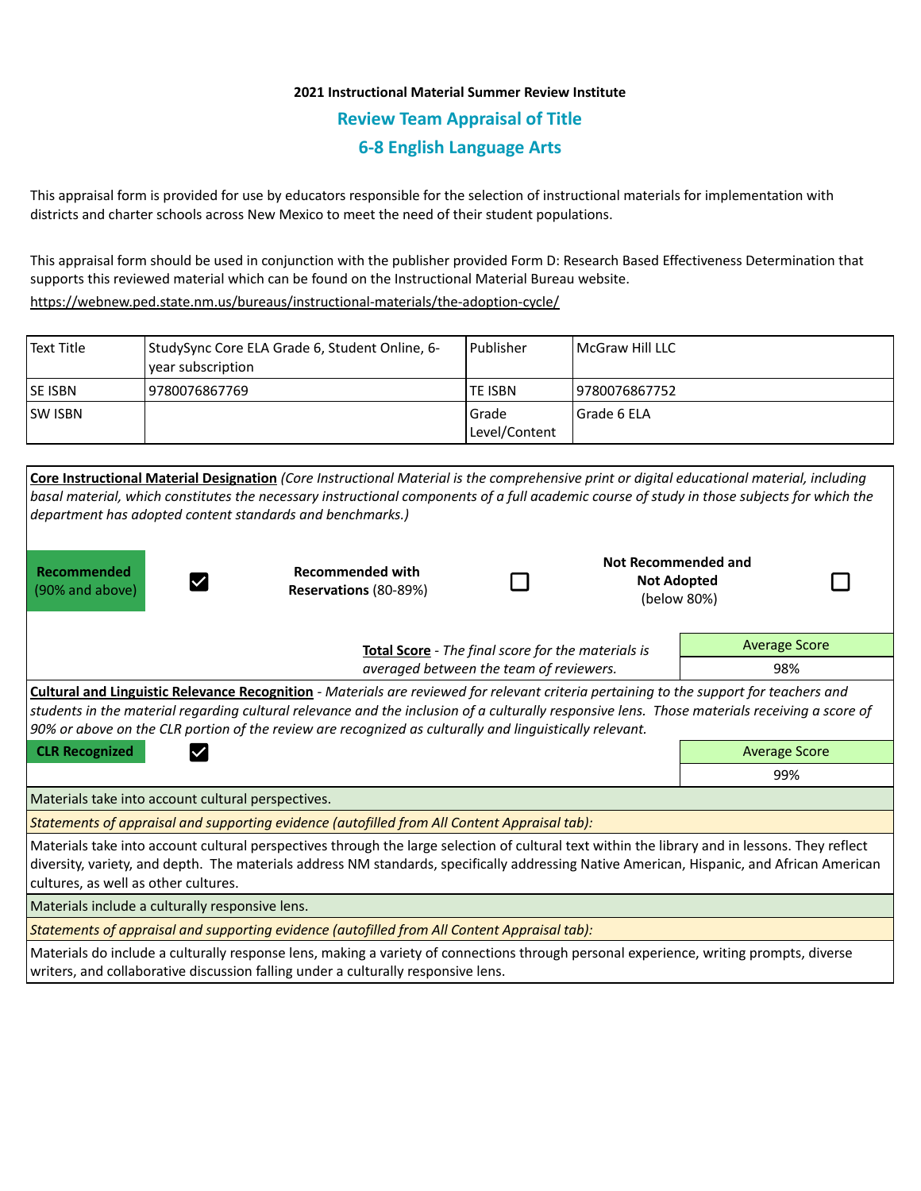**2021 Instructional Material Summer Review Institute**

## Review Team Appraisal of Title

## 6-8 English Language Arts

This appraisal form is provided for use by educators responsible for the selection of instructional materials for implementation with districts and charter schools across New Mexico to meet the need of their student populations.

This appraisal form should be used in conjunction with the publisher provided Form D: Research Based Effectiveness Determination that supports this reviewed material which can be found on the Instructional Material Bureau website.

https://webnew.ped.state.nm.us/bureaus/instructional-materials/the-adoption-cycle/

| Text Title | StudySync Core ELA Grade 6, Student Online, 6-year subscription | Publisher | McGraw Hill LLC |
|---|---|---|---|
| SE ISBN | 9780076867769 | TE ISBN | 9780076867752 |
| SW ISBN | | Grade Level/Content | Grade 6 ELA |

**Core Instructional Material Designation** *(Core Instructional Material is the comprehensive print or digital educational material, including basal material, which constitutes the necessary instructional components of a full academic course of study in those subjects for which the department has adopted content standards and benchmarks.)*

| **Recommended** (90% and above) | ☑ | **Recommended with Reservations** (80-89%) | ☐ | **Not Recommended and Not Adopted** (below 80%) | ☐ |
|---|---|---|---|---|---|

**Total Score** - *The final score for the materials is averaged between the team of reviewers.*

| Average Score |
|---|
| 98% |

**Cultural and Linguistic Relevance Recognition** - *Materials are reviewed for relevant criteria pertaining to the support for teachers and students in the material regarding cultural relevance and the inclusion of a culturally responsive lens. Those materials receiving a score of 90% or above on the CLR portion of the review are recognized as culturally and linguistically relevant.*

**CLR Recognized** ☑

| Average Score |
|---|
| 99% |

Materials take into account cultural perspectives.

*Statements of appraisal and supporting evidence (autofilled from All Content Appraisal tab):*

Materials take into account cultural perspectives through the large selection of cultural text within the library and in lessons. They reflect diversity, variety, and depth. The materials address NM standards, specifically addressing Native American, Hispanic, and African American cultures, as well as other cultures.

Materials include a culturally responsive lens.

*Statements of appraisal and supporting evidence (autofilled from All Content Appraisal tab):*

Materials do include a culturally response lens, making a variety of connections through personal experience, writing prompts, diverse writers, and collaborative discussion falling under a culturally responsive lens.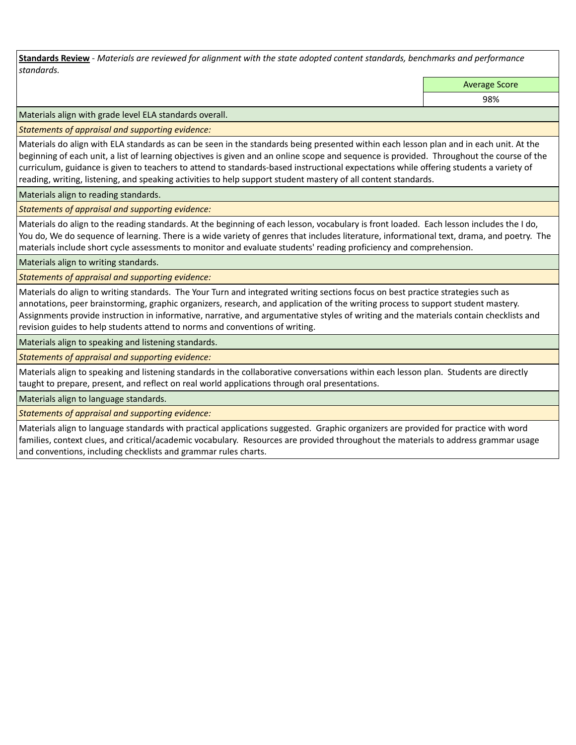**Standards Review** - *Materials are reviewed for alignment with the state adopted content standards, benchmarks and performance standards.*

| Average Score |
|---|
| 98% |

Materials align with grade level ELA standards overall.

*Statements of appraisal and supporting evidence:*

Materials do align with ELA standards as can be seen in the standards being presented within each lesson plan and in each unit. At the beginning of each unit, a list of learning objectives is given and an online scope and sequence is provided. Throughout the course of the curriculum, guidance is given to teachers to attend to standards-based instructional expectations while offering students a variety of reading, writing, listening, and speaking activities to help support student mastery of all content standards.

Materials align to reading standards.

*Statements of appraisal and supporting evidence:*

Materials do align to the reading standards. At the beginning of each lesson, vocabulary is front loaded. Each lesson includes the I do, You do, We do sequence of learning. There is a wide variety of genres that includes literature, informational text, drama, and poetry. The materials include short cycle assessments to monitor and evaluate students' reading proficiency and comprehension.

Materials align to writing standards.

*Statements of appraisal and supporting evidence:*

Materials do align to writing standards. The Your Turn and integrated writing sections focus on best practice strategies such as annotations, peer brainstorming, graphic organizers, research, and application of the writing process to support student mastery. Assignments provide instruction in informative, narrative, and argumentative styles of writing and the materials contain checklists and revision guides to help students attend to norms and conventions of writing.

Materials align to speaking and listening standards.

*Statements of appraisal and supporting evidence:*

Materials align to speaking and listening standards in the collaborative conversations within each lesson plan. Students are directly taught to prepare, present, and reflect on real world applications through oral presentations.

Materials align to language standards.

*Statements of appraisal and supporting evidence:*

Materials align to language standards with practical applications suggested. Graphic organizers are provided for practice with word families, context clues, and critical/academic vocabulary. Resources are provided throughout the materials to address grammar usage and conventions, including checklists and grammar rules charts.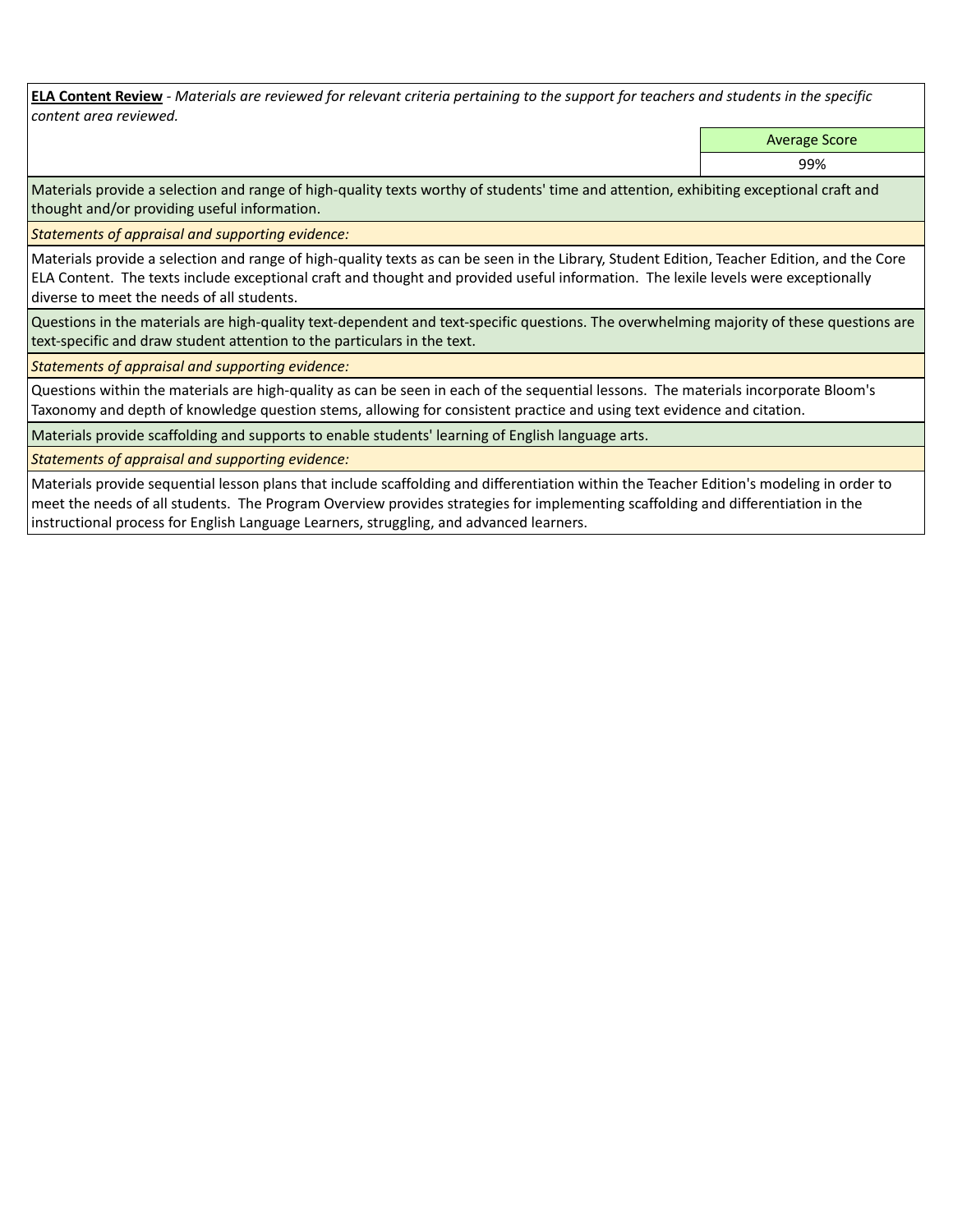**ELA Content Review** - *Materials are reviewed for relevant criteria pertaining to the support for teachers and students in the specific content area reviewed.*

| | Average Score |
|---|---|
| | 99% |

Materials provide a selection and range of high-quality texts worthy of students' time and attention, exhibiting exceptional craft and thought and/or providing useful information.

*Statements of appraisal and supporting evidence:*

Materials provide a selection and range of high-quality texts as can be seen in the Library, Student Edition, Teacher Edition, and the Core ELA Content. The texts include exceptional craft and thought and provided useful information. The lexile levels were exceptionally diverse to meet the needs of all students.

Questions in the materials are high-quality text-dependent and text-specific questions. The overwhelming majority of these questions are text-specific and draw student attention to the particulars in the text.

*Statements of appraisal and supporting evidence:*

Questions within the materials are high-quality as can be seen in each of the sequential lessons. The materials incorporate Bloom's Taxonomy and depth of knowledge question stems, allowing for consistent practice and using text evidence and citation.

Materials provide scaffolding and supports to enable students' learning of English language arts.

*Statements of appraisal and supporting evidence:*

Materials provide sequential lesson plans that include scaffolding and differentiation within the Teacher Edition's modeling in order to meet the needs of all students. The Program Overview provides strategies for implementing scaffolding and differentiation in the instructional process for English Language Learners, struggling, and advanced learners.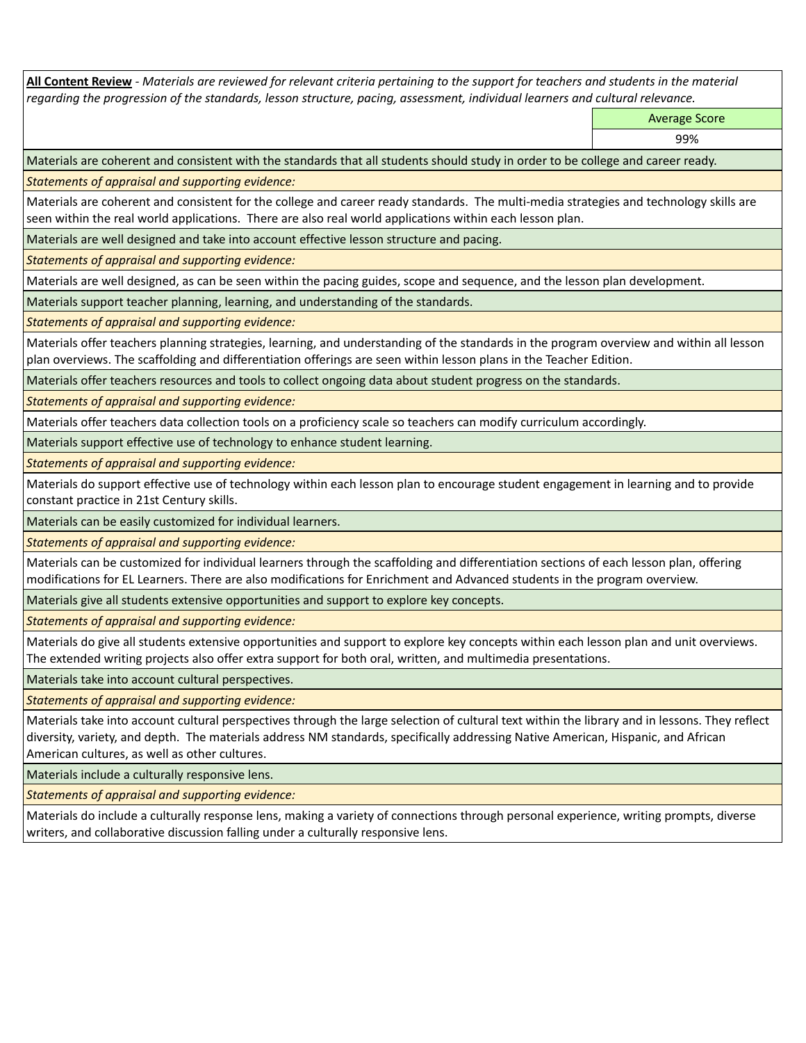**<u>All Content Review</u>** - *Materials are reviewed for relevant criteria pertaining to the support for teachers and students in the material regarding the progression of the standards, lesson structure, pacing, assessment, individual learners and cultural relevance.*

| | Average Score |
|---|---|
| | 99% |

Materials are coherent and consistent with the standards that all students should study in order to be college and career ready.

*Statements of appraisal and supporting evidence:*

Materials are coherent and consistent for the college and career ready standards. The multi-media strategies and technology skills are seen within the real world applications. There are also real world applications within each lesson plan.

Materials are well designed and take into account effective lesson structure and pacing.

*Statements of appraisal and supporting evidence:*

Materials are well designed, as can be seen within the pacing guides, scope and sequence, and the lesson plan development.

Materials support teacher planning, learning, and understanding of the standards.

*Statements of appraisal and supporting evidence:*

Materials offer teachers planning strategies, learning, and understanding of the standards in the program overview and within all lesson plan overviews. The scaffolding and differentiation offerings are seen within lesson plans in the Teacher Edition.

Materials offer teachers resources and tools to collect ongoing data about student progress on the standards.

*Statements of appraisal and supporting evidence:*

Materials offer teachers data collection tools on a proficiency scale so teachers can modify curriculum accordingly.

Materials support effective use of technology to enhance student learning.

*Statements of appraisal and supporting evidence:*

Materials do support effective use of technology within each lesson plan to encourage student engagement in learning and to provide constant practice in 21st Century skills.

Materials can be easily customized for individual learners.

*Statements of appraisal and supporting evidence:*

Materials can be customized for individual learners through the scaffolding and differentiation sections of each lesson plan, offering modifications for EL Learners. There are also modifications for Enrichment and Advanced students in the program overview.

Materials give all students extensive opportunities and support to explore key concepts.

*Statements of appraisal and supporting evidence:*

Materials do give all students extensive opportunities and support to explore key concepts within each lesson plan and unit overviews. The extended writing projects also offer extra support for both oral, written, and multimedia presentations.

Materials take into account cultural perspectives.

*Statements of appraisal and supporting evidence:*

Materials take into account cultural perspectives through the large selection of cultural text within the library and in lessons. They reflect diversity, variety, and depth. The materials address NM standards, specifically addressing Native American, Hispanic, and African American cultures, as well as other cultures.

Materials include a culturally responsive lens.

*Statements of appraisal and supporting evidence:*

Materials do include a culturally response lens, making a variety of connections through personal experience, writing prompts, diverse writers, and collaborative discussion falling under a culturally responsive lens.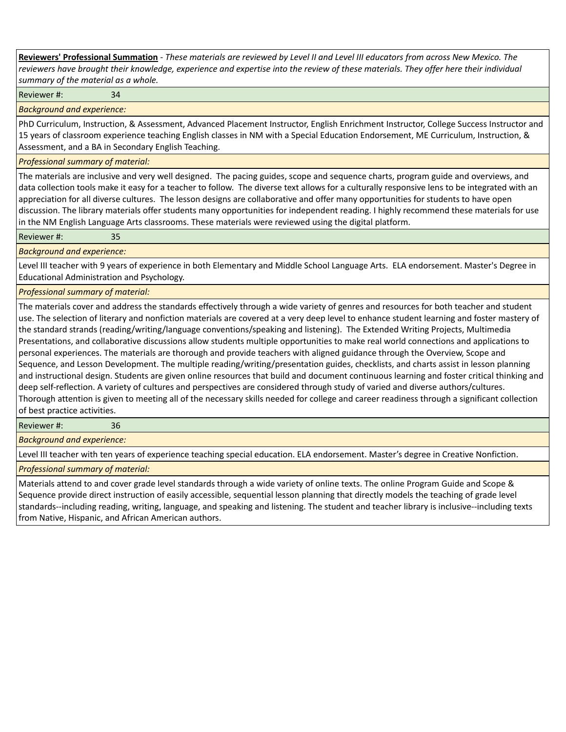**Reviewers' Professional Summation** - *These materials are reviewed by Level II and Level III educators from across New Mexico. The reviewers have brought their knowledge, experience and expertise into the review of these materials. They offer here their individual summary of the material as a whole.*

Reviewer #: 34

*Background and experience:*

PhD Curriculum, Instruction, & Assessment, Advanced Placement Instructor, English Enrichment Instructor, College Success Instructor and 15 years of classroom experience teaching English classes in NM with a Special Education Endorsement, ME Curriculum, Instruction, & Assessment, and a BA in Secondary English Teaching.

*Professional summary of material:*

The materials are inclusive and very well designed. The pacing guides, scope and sequence charts, program guide and overviews, and data collection tools make it easy for a teacher to follow. The diverse text allows for a culturally responsive lens to be integrated with an appreciation for all diverse cultures. The lesson designs are collaborative and offer many opportunities for students to have open discussion. The library materials offer students many opportunities for independent reading. I highly recommend these materials for use in the NM English Language Arts classrooms. These materials were reviewed using the digital platform.

Reviewer #: 35

*Background and experience:*

Level III teacher with 9 years of experience in both Elementary and Middle School Language Arts. ELA endorsement. Master's Degree in Educational Administration and Psychology.

*Professional summary of material:*

The materials cover and address the standards effectively through a wide variety of genres and resources for both teacher and student use. The selection of literary and nonfiction materials are covered at a very deep level to enhance student learning and foster mastery of the standard strands (reading/writing/language conventions/speaking and listening). The Extended Writing Projects, Multimedia Presentations, and collaborative discussions allow students multiple opportunities to make real world connections and applications to personal experiences. The materials are thorough and provide teachers with aligned guidance through the Overview, Scope and Sequence, and Lesson Development. The multiple reading/writing/presentation guides, checklists, and charts assist in lesson planning and instructional design. Students are given online resources that build and document continuous learning and foster critical thinking and deep self-reflection. A variety of cultures and perspectives are considered through study of varied and diverse authors/cultures. Thorough attention is given to meeting all of the necessary skills needed for college and career readiness through a significant collection of best practice activities.

Reviewer #: 36

*Background and experience:*

Level III teacher with ten years of experience teaching special education. ELA endorsement. Master's degree in Creative Nonfiction.

*Professional summary of material:*

Materials attend to and cover grade level standards through a wide variety of online texts. The online Program Guide and Scope & Sequence provide direct instruction of easily accessible, sequential lesson planning that directly models the teaching of grade level standards--including reading, writing, language, and speaking and listening. The student and teacher library is inclusive--including texts from Native, Hispanic, and African American authors.